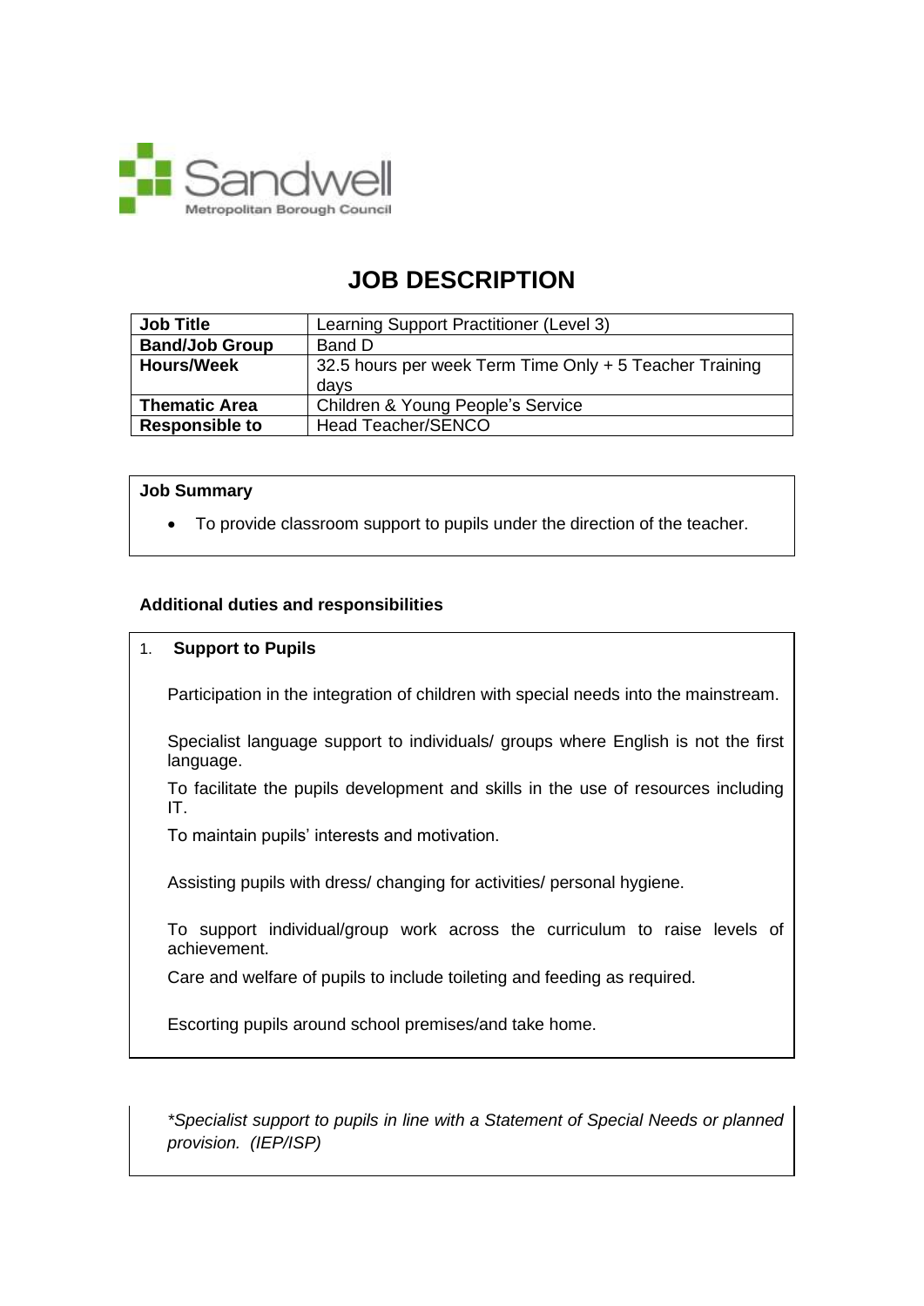Sandwell Metropolitan Borough Council

# JOB DESCRIPTION

| Job Title | Learning Support Practitioner (Level 3) |
|---|---|
| **Band/Job Group** | Band D |
| **Hours/Week** | 32.5 hours per week Term Time Only + 5 Teacher Training days |
| **Thematic Area** | Children & Young People's Service |
| **Responsible to** | Head Teacher/SENCO |

**Job Summary**

- To provide classroom support to pupils under the direction of the teacher.

**Additional duties and responsibilities**

1. **Support to Pupils**

   Participation in the integration of children with special needs into the mainstream.

   Specialist language support to individuals/ groups where English is not the first language.

   To facilitate the pupils development and skills in the use of resources including IT.

   To maintain pupils' interests and motivation.

   Assisting pupils with dress/ changing for activities/ personal hygiene.

   To support individual/group work across the curriculum to raise levels of achievement.

   Care and welfare of pupils to include toileting and feeding as required.

   Escorting pupils around school premises/and take home.

   *\*Specialist support to pupils in line with a Statement of Special Needs or planned provision. (IEP/ISP)*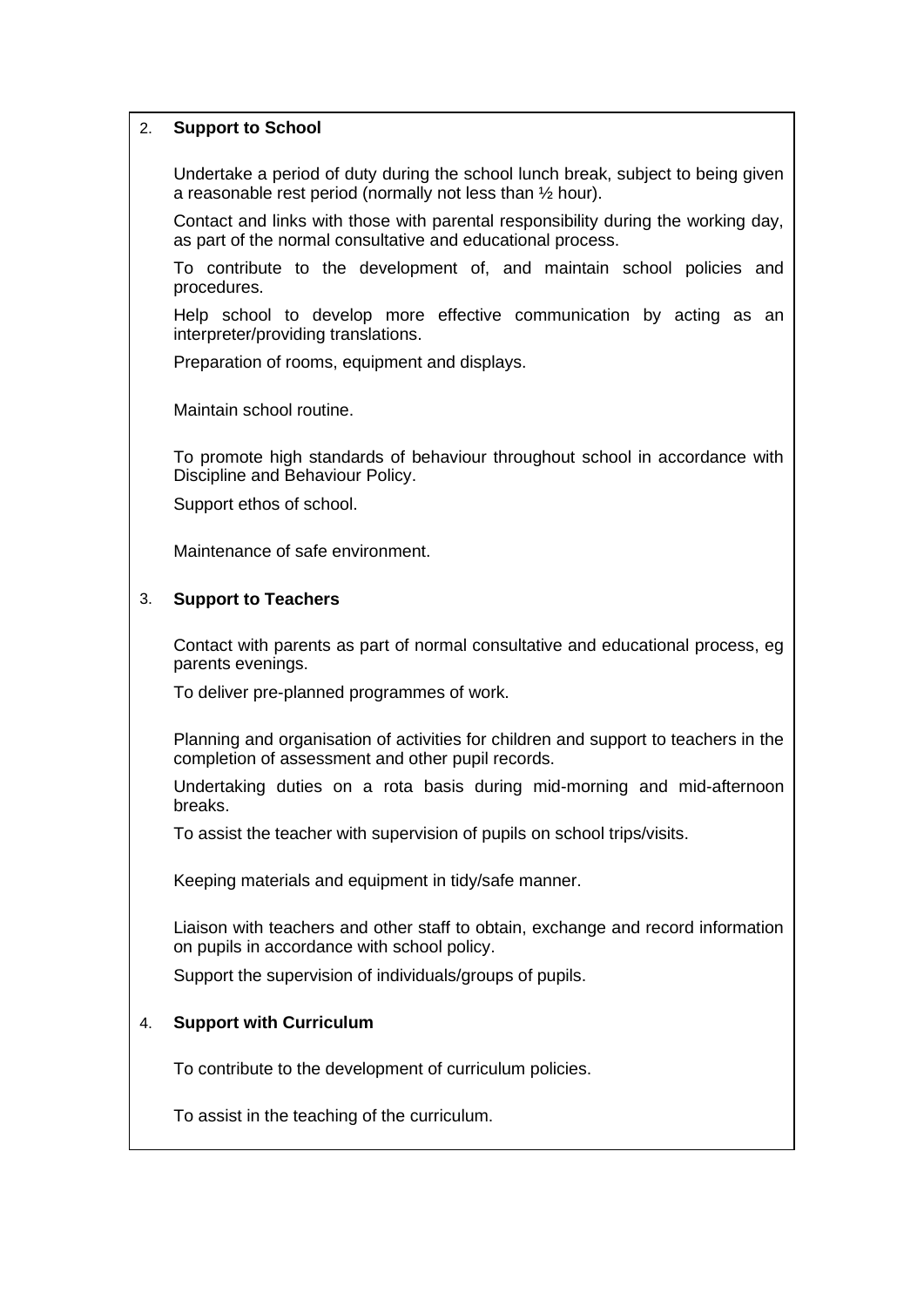## 2. Support to School

Undertake a period of duty during the school lunch break, subject to being given a reasonable rest period (normally not less than ½ hour).

Contact and links with those with parental responsibility during the working day, as part of the normal consultative and educational process.

To contribute to the development of, and maintain school policies and procedures.

Help school to develop more effective communication by acting as an interpreter/providing translations.

Preparation of rooms, equipment and displays.

Maintain school routine.

To promote high standards of behaviour throughout school in accordance with Discipline and Behaviour Policy.

Support ethos of school.

Maintenance of safe environment.

## 3. Support to Teachers

Contact with parents as part of normal consultative and educational process, eg parents evenings.

To deliver pre-planned programmes of work.

Planning and organisation of activities for children and support to teachers in the completion of assessment and other pupil records.

Undertaking duties on a rota basis during mid-morning and mid-afternoon breaks.

To assist the teacher with supervision of pupils on school trips/visits.

Keeping materials and equipment in tidy/safe manner.

Liaison with teachers and other staff to obtain, exchange and record information on pupils in accordance with school policy.

Support the supervision of individuals/groups of pupils.

## 4. Support with Curriculum

To contribute to the development of curriculum policies.

To assist in the teaching of the curriculum.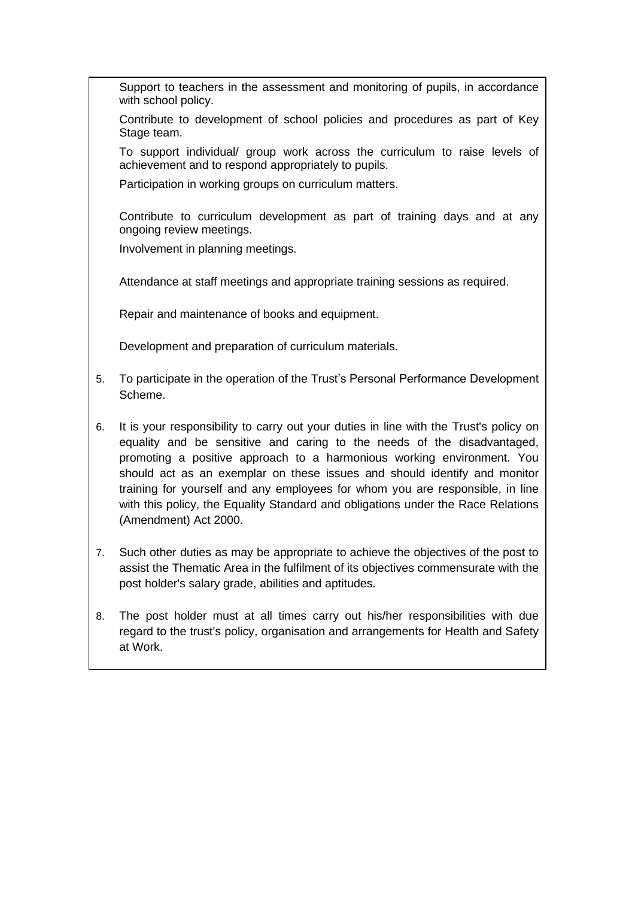Support to teachers in the assessment and monitoring of pupils, in accordance with school policy.

Contribute to development of school policies and procedures as part of Key Stage team.

To support individual/ group work across the curriculum to raise levels of achievement and to respond appropriately to pupils.

Participation in working groups on curriculum matters.

Contribute to curriculum development as part of training days and at any ongoing review meetings.

Involvement in planning meetings.

Attendance at staff meetings and appropriate training sessions as required.

Repair and maintenance of books and equipment.

Development and preparation of curriculum materials.

5. To participate in the operation of the Trust's Personal Performance Development Scheme.

6. It is your responsibility to carry out your duties in line with the Trust's policy on equality and be sensitive and caring to the needs of the disadvantaged, promoting a positive approach to a harmonious working environment. You should act as an exemplar on these issues and should identify and monitor training for yourself and any employees for whom you are responsible, in line with this policy, the Equality Standard and obligations under the Race Relations (Amendment) Act 2000.

7. Such other duties as may be appropriate to achieve the objectives of the post to assist the Thematic Area in the fulfilment of its objectives commensurate with the post holder's salary grade, abilities and aptitudes.

8. The post holder must at all times carry out his/her responsibilities with due regard to the trust's policy, organisation and arrangements for Health and Safety at Work.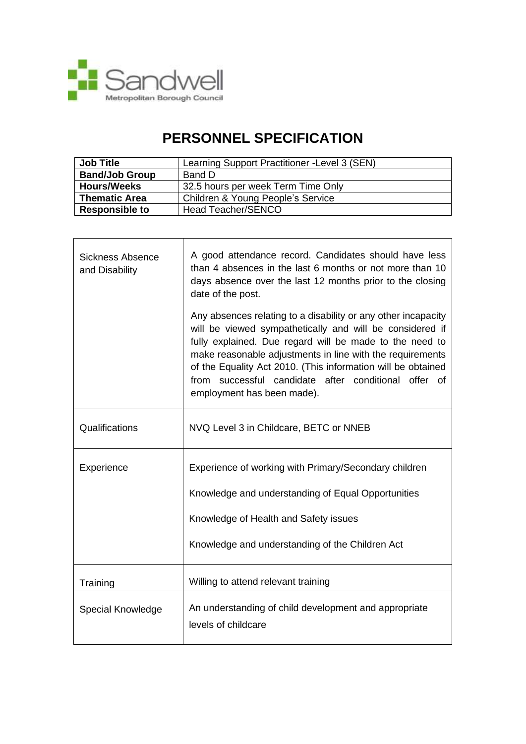# PERSONNEL SPECIFICATION

| Job Title | Learning Support Practitioner -Level 3 (SEN) |
|---|---|
| Band/Job Group | Band D |
| Hours/Weeks | 32.5 hours per week Term Time Only |
| Thematic Area | Children & Young People's Service |
| Responsible to | Head Teacher/SENCO |

| | |
|---|---|
| Sickness Absence and Disability | A good attendance record. Candidates should have less than 4 absences in the last 6 months or not more than 10 days absence over the last 12 months prior to the closing date of the post.<br><br>Any absences relating to a disability or any other incapacity will be viewed sympathetically and will be considered if fully explained. Due regard will be made to the need to make reasonable adjustments in line with the requirements of the Equality Act 2010. (This information will be obtained from successful candidate after conditional offer of employment has been made). |
| Qualifications | NVQ Level 3 in Childcare, BETC or NNEB |
| Experience | Experience of working with Primary/Secondary children<br><br>Knowledge and understanding of Equal Opportunities<br><br>Knowledge of Health and Safety issues<br><br>Knowledge and understanding of the Children Act |
| Training | Willing to attend relevant training |
| Special Knowledge | An understanding of child development and appropriate levels of childcare |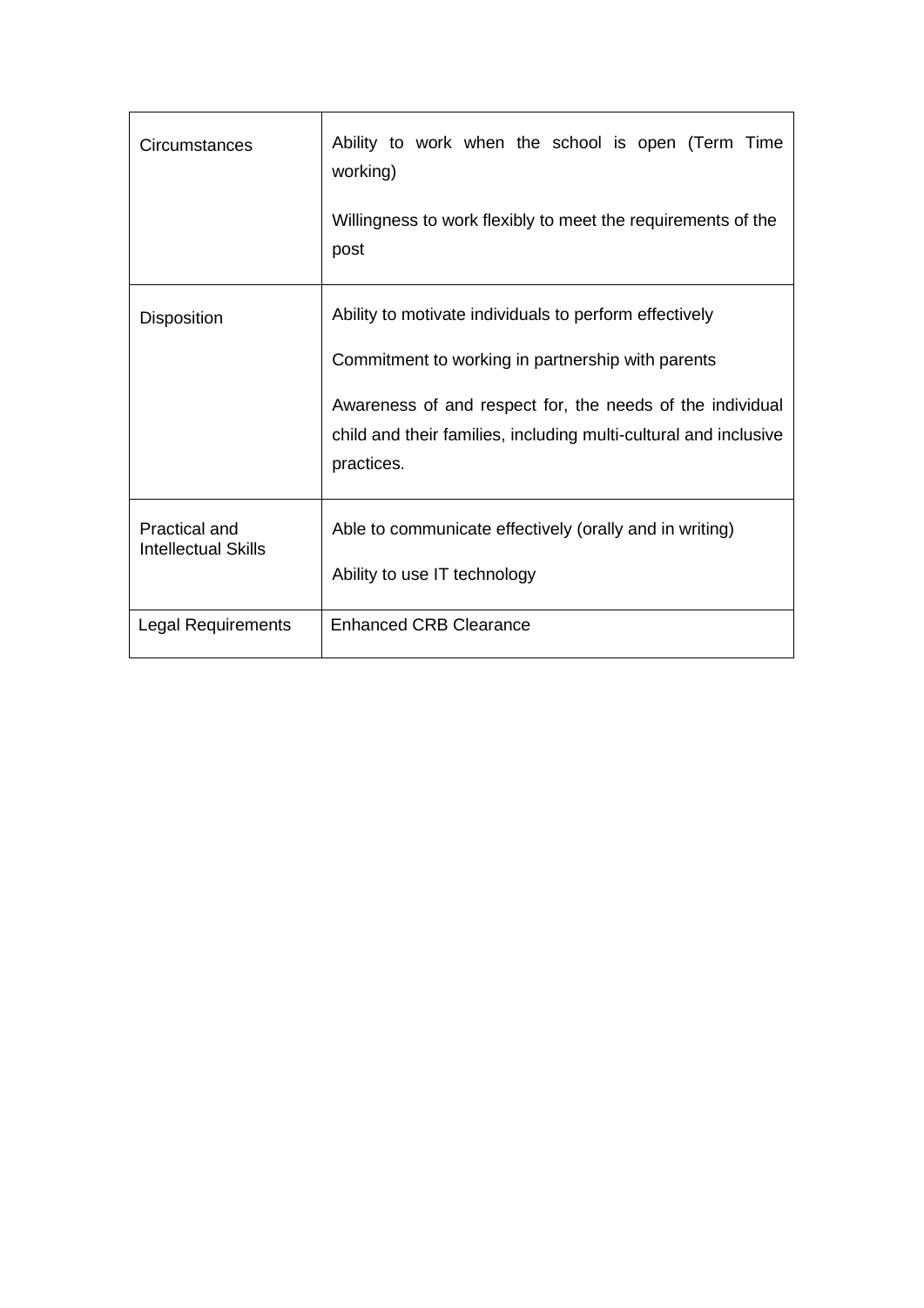| | |
|---|---|
| Circumstances | Ability to work when the school is open (Term Time working)<br><br>Willingness to work flexibly to meet the requirements of the post |
| Disposition | Ability to motivate individuals to perform effectively<br><br>Commitment to working in partnership with parents<br><br>Awareness of and respect for, the needs of the individual child and their families, including multi-cultural and inclusive practices. |
| Practical and Intellectual Skills | Able to communicate effectively (orally and in writing)<br><br>Ability to use IT technology |
| Legal Requirements | Enhanced CRB Clearance |